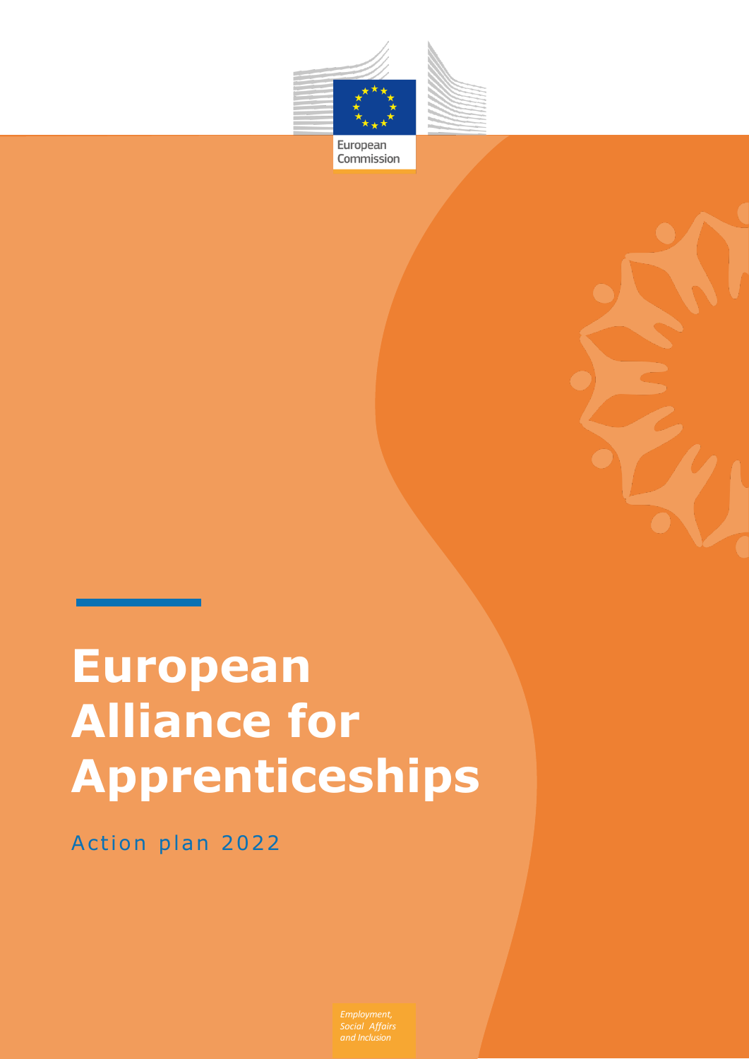European Commission

# European Alliance for Apprenticeships

Action plan 2022

*Employment, Social Affairs and Inclusion*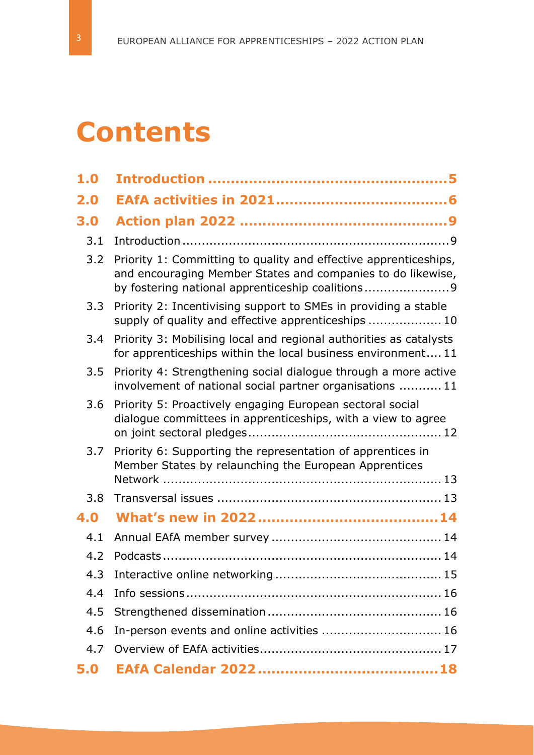# Contents

**1.0 Introduction .................................................... 5**

**2.0 EAfA activities in 2021 ...................................... 6**

**3.0 Action plan 2022 ............................................. 9**

3.1 Introduction .................................................................... 9

3.2 Priority 1: Committing to quality and effective apprenticeships, and encouraging Member States and companies to do likewise, by fostering national apprenticeship coalitions ...................... 9

3.3 Priority 2: Incentivising support to SMEs in providing a stable supply of quality and effective apprenticeships ................... 10

3.4 Priority 3: Mobilising local and regional authorities as catalysts for apprenticeships within the local business environment .... 11

3.5 Priority 4: Strengthening social dialogue through a more active involvement of national social partner organisations ........... 11

3.6 Priority 5: Proactively engaging European sectoral social dialogue committees in apprenticeships, with a view to agree on joint sectoral pledges ................................................. 12

3.7 Priority 6: Supporting the representation of apprentices in Member States by relaunching the European Apprentices Network ....................................................................... 13

3.8 Transversal issues .......................................................... 13

**4.0 What's new in 2022 ........................................ 14**

4.1 Annual EAfA member survey ........................................... 14

4.2 Podcasts ....................................................................... 14

4.3 Interactive online networking .......................................... 15

4.4 Info sessions ................................................................. 16

4.5 Strengthened dissemination ............................................ 16

4.6 In-person events and online activities .............................. 16

4.7 Overview of EAfA activities ............................................. 17

**5.0 EAfA Calendar 2022 ....................................... 18**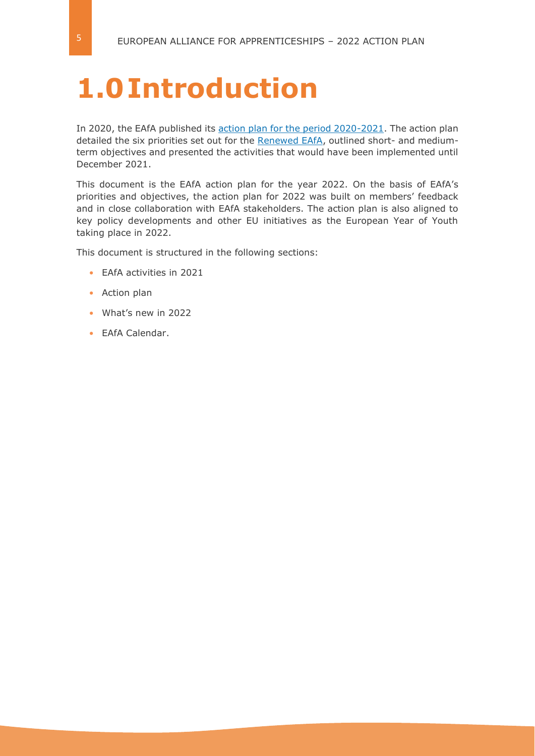# 1.0 Introduction

In 2020, the EAfA published its action plan for the period 2020-2021. The action plan detailed the six priorities set out for the Renewed EAfA, outlined short- and medium-term objectives and presented the activities that would have been implemented until December 2021.

This document is the EAfA action plan for the year 2022. On the basis of EAfA's priorities and objectives, the action plan for 2022 was built on members' feedback and in close collaboration with EAfA stakeholders. The action plan is also aligned to key policy developments and other EU initiatives as the European Year of Youth taking place in 2022.

This document is structured in the following sections:

- EAfA activities in 2021
- Action plan
- What's new in 2022
- EAfA Calendar.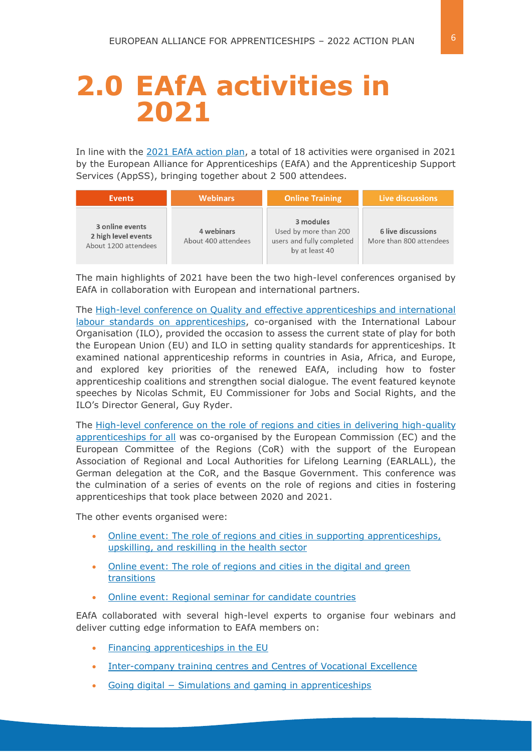# 2.0 EAfA activities in 2021

In line with the 2021 EAfA action plan, a total of 18 activities were organised in 2021 by the European Alliance for Apprenticeships (EAfA) and the Apprenticeship Support Services (AppSS), bringing together about 2 500 attendees.

| Events | Webinars | Online Training | Live discussions |
|---|---|---|---|
| **3 online events**<br>**2 high level events**<br>About 1200 attendees | **4 webinars**<br>About 400 attendees | **3 modules**<br>Used by more than 200 users and fully completed by at least 40 | **6 live discussions**<br>More than 800 attendees |

The main highlights of 2021 have been the two high-level conferences organised by EAfA in collaboration with European and international partners.

The High-level conference on Quality and effective apprenticeships and international labour standards on apprenticeships, co-organised with the International Labour Organisation (ILO), provided the occasion to assess the current state of play for both the European Union (EU) and ILO in setting quality standards for apprenticeships. It examined national apprenticeship reforms in countries in Asia, Africa, and Europe, and explored key priorities of the renewed EAfA, including how to foster apprenticeship coalitions and strengthen social dialogue. The event featured keynote speeches by Nicolas Schmit, EU Commissioner for Jobs and Social Rights, and the ILO's Director General, Guy Ryder.

The High-level conference on the role of regions and cities in delivering high-quality apprenticeships for all was co-organised by the European Commission (EC) and the European Committee of the Regions (CoR) with the support of the European Association of Regional and Local Authorities for Lifelong Learning (EARLALL), the German delegation at the CoR, and the Basque Government. This conference was the culmination of a series of events on the role of regions and cities in fostering apprenticeships that took place between 2020 and 2021.

The other events organised were:

- Online event: The role of regions and cities in supporting apprenticeships, upskilling, and reskilling in the health sector
- Online event: The role of regions and cities in the digital and green transitions
- Online event: Regional seminar for candidate countries

EAfA collaborated with several high-level experts to organise four webinars and deliver cutting edge information to EAfA members on:

- Financing apprenticeships in the EU
- Inter-company training centres and Centres of Vocational Excellence
- Going digital – Simulations and gaming in apprenticeships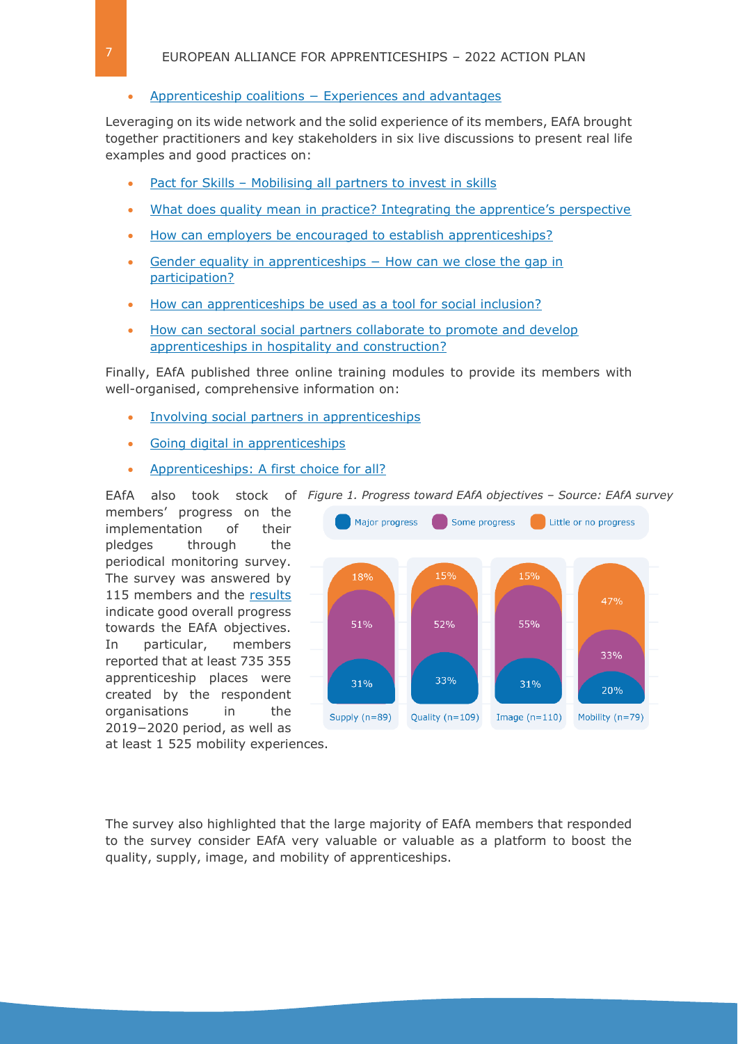- Apprenticeship coalitions − Experiences and advantages

Leveraging on its wide network and the solid experience of its members, EAfA brought together practitioners and key stakeholders in six live discussions to present real life examples and good practices on:

- Pact for Skills – Mobilising all partners to invest in skills
- What does quality mean in practice? Integrating the apprentice's perspective
- How can employers be encouraged to establish apprenticeships?
- Gender equality in apprenticeships − How can we close the gap in participation?
- How can apprenticeships be used as a tool for social inclusion?
- How can sectoral social partners collaborate to promote and develop apprenticeships in hospitality and construction?

Finally, EAfA published three online training modules to provide its members with well-organised, comprehensive information on:

- Involving social partners in apprenticeships
- Going digital in apprenticeships
- Apprenticeships: A first choice for all?

EAfA also took stock of members' progress on the implementation of their pledges through the periodical monitoring survey. The survey was answered by 115 members and the results indicate good overall progress towards the EAfA objectives. In particular, members reported that at least 735 355 apprenticeship places were created by the respondent organisations in the 2019−2020 period, as well as at least 1 525 mobility experiences.

*Figure 1. Progress toward EAfA objectives – Source: EAfA survey*

| | Supply (n=89) | Quality (n=109) | Image (n=110) | Mobility (n=79) |
|---|---|---|---|---|
| Little or no progress | 18% | 15% | 15% | 47% |
| Some progress | 51% | 52% | 55% | 33% |
| Major progress | 31% | 33% | 31% | 20% |

The survey also highlighted that the large majority of EAfA members that responded to the survey consider EAfA very valuable or valuable as a platform to boost the quality, supply, image, and mobility of apprenticeships.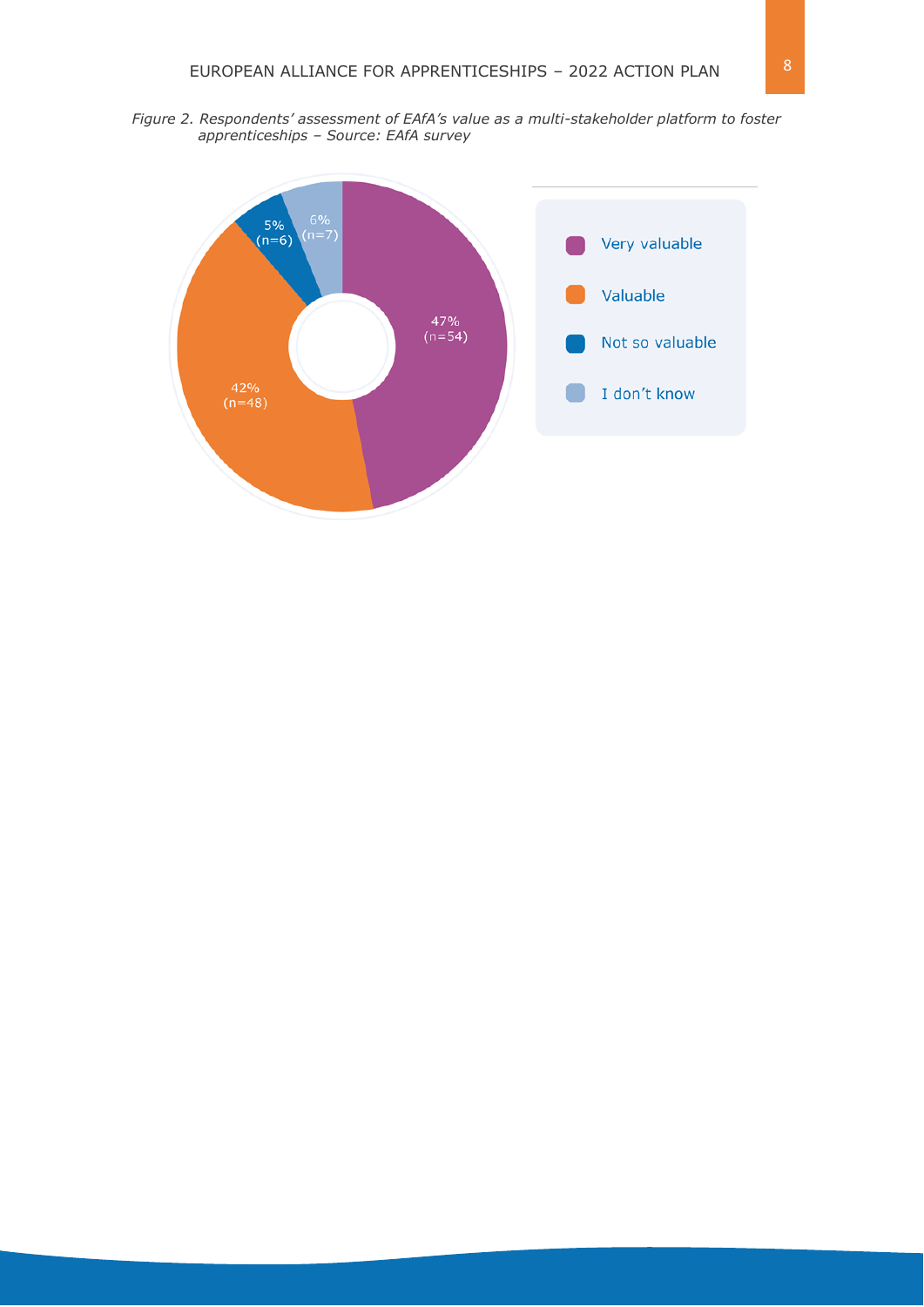*Figure 2. Respondents' assessment of EAfA's value as a multi-stakeholder platform to foster apprenticeships – Source: EAfA survey*

| Response | Percentage | n |
| --- | --- | --- |
| Very valuable | 47% | 54 |
| Valuable | 42% | 48 |
| Not so valuable | 5% | 6 |
| I don't know | 6% | 7 |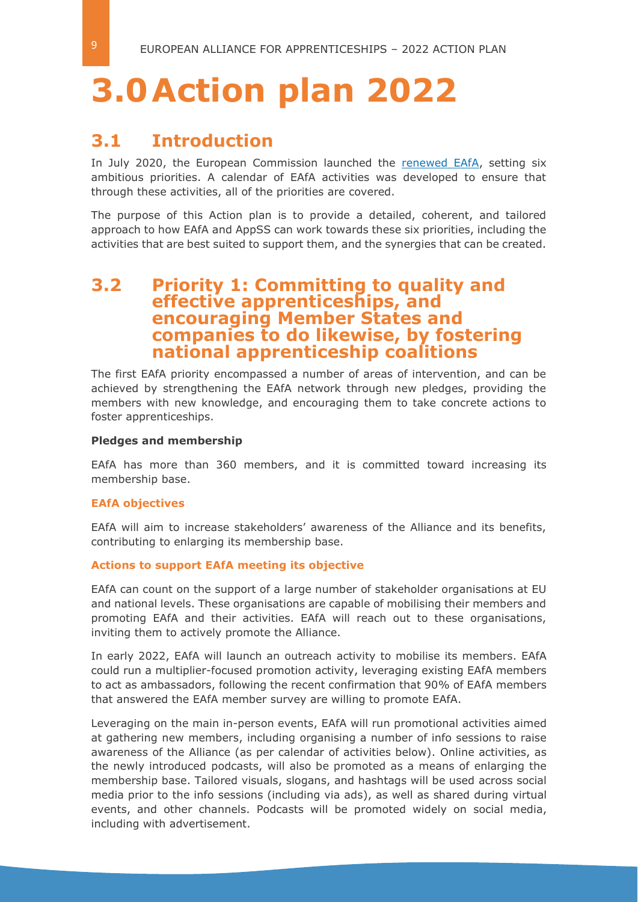# 3.0 Action plan 2022

## 3.1 Introduction

In July 2020, the European Commission launched the renewed EAfA, setting six ambitious priorities. A calendar of EAfA activities was developed to ensure that through these activities, all of the priorities are covered.

The purpose of this Action plan is to provide a detailed, coherent, and tailored approach to how EAfA and AppSS can work towards these six priorities, including the activities that are best suited to support them, and the synergies that can be created.

## 3.2 Priority 1: Committing to quality and effective apprenticeships, and encouraging Member States and companies to do likewise, by fostering national apprenticeship coalitions

The first EAfA priority encompassed a number of areas of intervention, and can be achieved by strengthening the EAfA network through new pledges, providing the members with new knowledge, and encouraging them to take concrete actions to foster apprenticeships.

**Pledges and membership**

EAfA has more than 360 members, and it is committed toward increasing its membership base.

**EAfA objectives**

EAfA will aim to increase stakeholders' awareness of the Alliance and its benefits, contributing to enlarging its membership base.

**Actions to support EAfA meeting its objective**

EAfA can count on the support of a large number of stakeholder organisations at EU and national levels. These organisations are capable of mobilising their members and promoting EAfA and their activities. EAfA will reach out to these organisations, inviting them to actively promote the Alliance.

In early 2022, EAfA will launch an outreach activity to mobilise its members. EAfA could run a multiplier-focused promotion activity, leveraging existing EAfA members to act as ambassadors, following the recent confirmation that 90% of EAfA members that answered the EAfA member survey are willing to promote EAfA.

Leveraging on the main in-person events, EAfA will run promotional activities aimed at gathering new members, including organising a number of info sessions to raise awareness of the Alliance (as per calendar of activities below). Online activities, as the newly introduced podcasts, will also be promoted as a means of enlarging the membership base. Tailored visuals, slogans, and hashtags will be used across social media prior to the info sessions (including via ads), as well as shared during virtual events, and other channels. Podcasts will be promoted widely on social media, including with advertisement.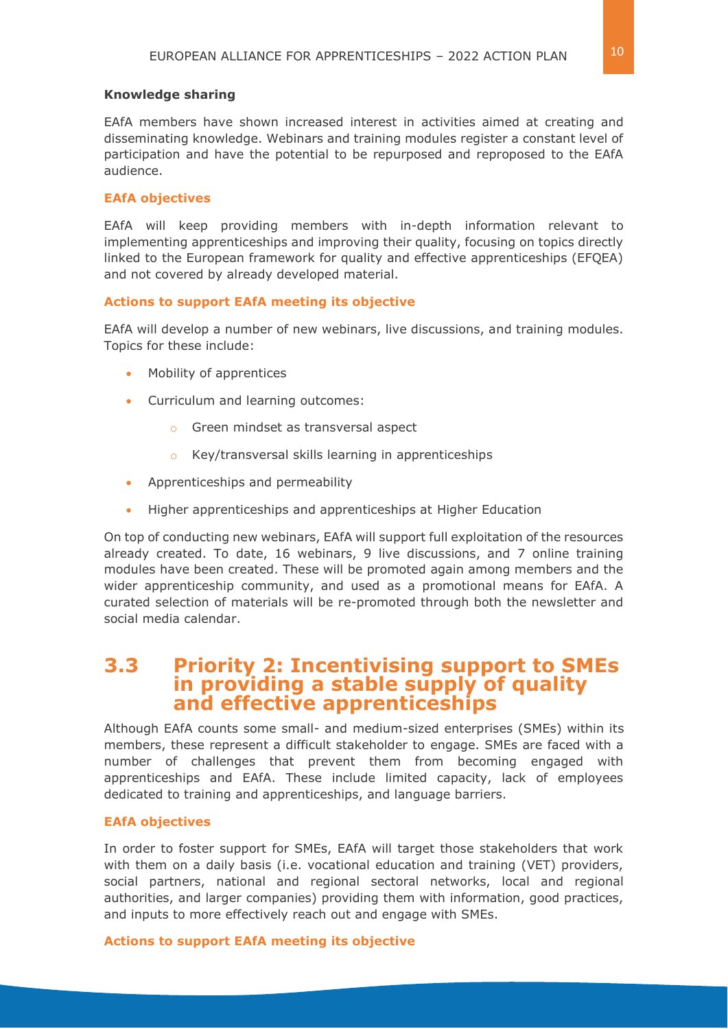**Knowledge sharing**

EAfA members have shown increased interest in activities aimed at creating and disseminating knowledge. Webinars and training modules register a constant level of participation and have the potential to be repurposed and reproposed to the EAfA audience.

**EAfA objectives**

EAfA will keep providing members with in-depth information relevant to implementing apprenticeships and improving their quality, focusing on topics directly linked to the European framework for quality and effective apprenticeships (EFQEA) and not covered by already developed material.

**Actions to support EAfA meeting its objective**

EAfA will develop a number of new webinars, live discussions, and training modules. Topics for these include:

- Mobility of apprentices
- Curriculum and learning outcomes:
  - Green mindset as transversal aspect
  - Key/transversal skills learning in apprenticeships
- Apprenticeships and permeability
- Higher apprenticeships and apprenticeships at Higher Education

On top of conducting new webinars, EAfA will support full exploitation of the resources already created. To date, 16 webinars, 9 live discussions, and 7 online training modules have been created. These will be promoted again among members and the wider apprenticeship community, and used as a promotional means for EAfA. A curated selection of materials will be re-promoted through both the newsletter and social media calendar.

## 3.3 Priority 2: Incentivising support to SMEs in providing a stable supply of quality and effective apprenticeships

Although EAfA counts some small- and medium-sized enterprises (SMEs) within its members, these represent a difficult stakeholder to engage. SMEs are faced with a number of challenges that prevent them from becoming engaged with apprenticeships and EAfA. These include limited capacity, lack of employees dedicated to training and apprenticeships, and language barriers.

**EAfA objectives**

In order to foster support for SMEs, EAfA will target those stakeholders that work with them on a daily basis (i.e. vocational education and training (VET) providers, social partners, national and regional sectoral networks, local and regional authorities, and larger companies) providing them with information, good practices, and inputs to more effectively reach out and engage with SMEs.

**Actions to support EAfA meeting its objective**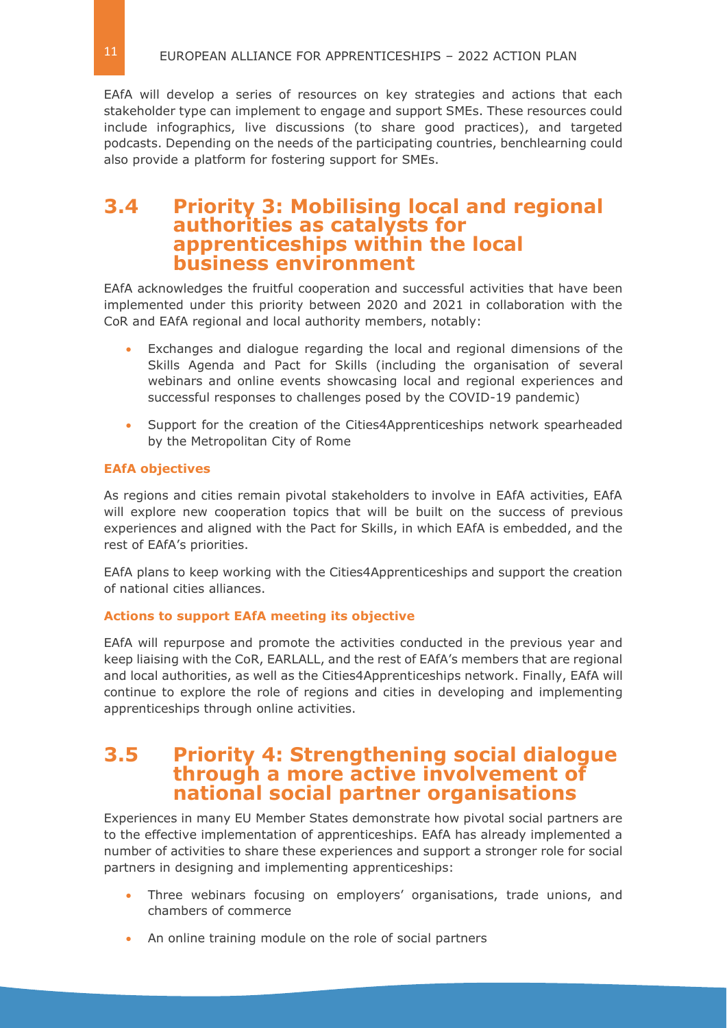EAfA will develop a series of resources on key strategies and actions that each stakeholder type can implement to engage and support SMEs. These resources could include infographics, live discussions (to share good practices), and targeted podcasts. Depending on the needs of the participating countries, benchlearning could also provide a platform for fostering support for SMEs.

## 3.4 Priority 3: Mobilising local and regional authorities as catalysts for apprenticeships within the local business environment

EAfA acknowledges the fruitful cooperation and successful activities that have been implemented under this priority between 2020 and 2021 in collaboration with the CoR and EAfA regional and local authority members, notably:

- Exchanges and dialogue regarding the local and regional dimensions of the Skills Agenda and Pact for Skills (including the organisation of several webinars and online events showcasing local and regional experiences and successful responses to challenges posed by the COVID-19 pandemic)
- Support for the creation of the Cities4Apprenticeships network spearheaded by the Metropolitan City of Rome

**EAfA objectives**

As regions and cities remain pivotal stakeholders to involve in EAfA activities, EAfA will explore new cooperation topics that will be built on the success of previous experiences and aligned with the Pact for Skills, in which EAfA is embedded, and the rest of EAfA's priorities.

EAfA plans to keep working with the Cities4Apprenticeships and support the creation of national cities alliances.

**Actions to support EAfA meeting its objective**

EAfA will repurpose and promote the activities conducted in the previous year and keep liaising with the CoR, EARLALL, and the rest of EAfA's members that are regional and local authorities, as well as the Cities4Apprenticeships network. Finally, EAfA will continue to explore the role of regions and cities in developing and implementing apprenticeships through online activities.

## 3.5 Priority 4: Strengthening social dialogue through a more active involvement of national social partner organisations

Experiences in many EU Member States demonstrate how pivotal social partners are to the effective implementation of apprenticeships. EAfA has already implemented a number of activities to share these experiences and support a stronger role for social partners in designing and implementing apprenticeships:

- Three webinars focusing on employers' organisations, trade unions, and chambers of commerce
- An online training module on the role of social partners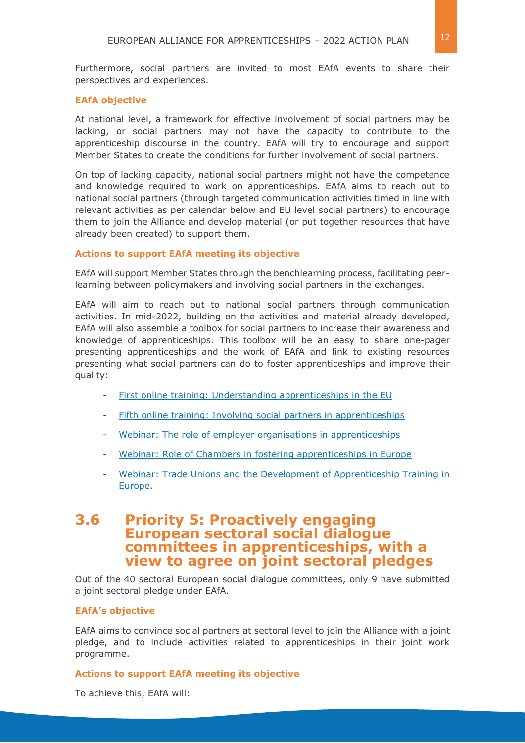Furthermore, social partners are invited to most EAfA events to share their perspectives and experiences.

#### EAfA objective

At national level, a framework for effective involvement of social partners may be lacking, or social partners may not have the capacity to contribute to the apprenticeship discourse in the country. EAfA will try to encourage and support Member States to create the conditions for further involvement of social partners.

On top of lacking capacity, national social partners might not have the competence and knowledge required to work on apprenticeships. EAfA aims to reach out to national social partners (through targeted communication activities timed in line with relevant activities as per calendar below and EU level social partners) to encourage them to join the Alliance and develop material (or put together resources that have already been created) to support them.

#### Actions to support EAfA meeting its objective

EAfA will support Member States through the benchlearning process, facilitating peer-learning between policymakers and involving social partners in the exchanges.

EAfA will aim to reach out to national social partners through communication activities. In mid-2022, building on the activities and material already developed, EAfA will also assemble a toolbox for social partners to increase their awareness and knowledge of apprenticeships. This toolbox will be an easy to share one-pager presenting apprenticeships and the work of EAfA and link to existing resources presenting what social partners can do to foster apprenticeships and improve their quality:

- First online training: Understanding apprenticeships in the EU
- Fifth online training: Involving social partners in apprenticeships
- Webinar: The role of employer organisations in apprenticeships
- Webinar: Role of Chambers in fostering apprenticeships in Europe
- Webinar: Trade Unions and the Development of Apprenticeship Training in Europe.

## 3.6 Priority 5: Proactively engaging European sectoral social dialogue committees in apprenticeships, with a view to agree on joint sectoral pledges

Out of the 40 sectoral European social dialogue committees, only 9 have submitted a joint sectoral pledge under EAfA.

#### EAfA's objective

EAfA aims to convince social partners at sectoral level to join the Alliance with a joint pledge, and to include activities related to apprenticeships in their joint work programme.

#### Actions to support EAfA meeting its objective

To achieve this, EAfA will: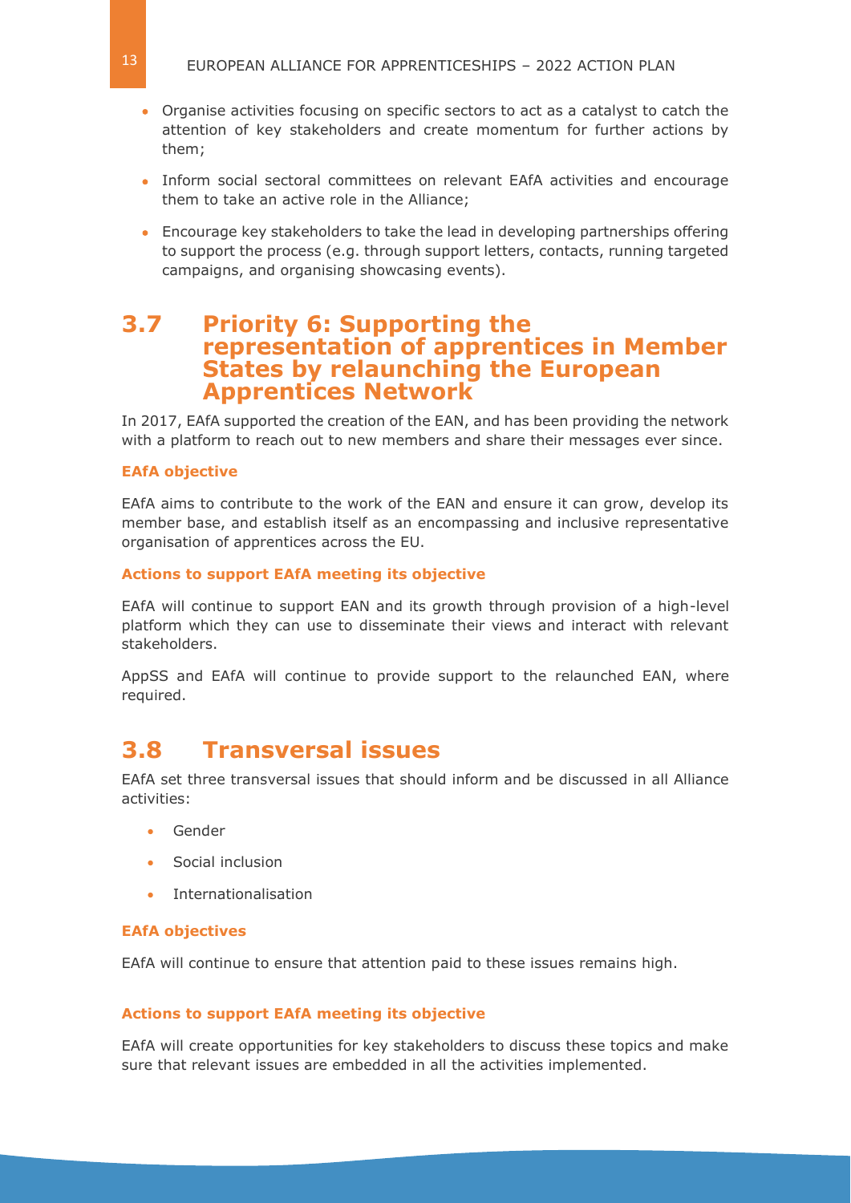- Organise activities focusing on specific sectors to act as a catalyst to catch the attention of key stakeholders and create momentum for further actions by them;
- Inform social sectoral committees on relevant EAfA activities and encourage them to take an active role in the Alliance;
- Encourage key stakeholders to take the lead in developing partnerships offering to support the process (e.g. through support letters, contacts, running targeted campaigns, and organising showcasing events).

## 3.7 Priority 6: Supporting the representation of apprentices in Member States by relaunching the European Apprentices Network

In 2017, EAfA supported the creation of the EAN, and has been providing the network with a platform to reach out to new members and share their messages ever since.

#### EAfA objective

EAfA aims to contribute to the work of the EAN and ensure it can grow, develop its member base, and establish itself as an encompassing and inclusive representative organisation of apprentices across the EU.

#### Actions to support EAfA meeting its objective

EAfA will continue to support EAN and its growth through provision of a high-level platform which they can use to disseminate their views and interact with relevant stakeholders.

AppSS and EAfA will continue to provide support to the relaunched EAN, where required.

## 3.8 Transversal issues

EAfA set three transversal issues that should inform and be discussed in all Alliance activities:

- Gender
- Social inclusion
- Internationalisation

#### EAfA objectives

EAfA will continue to ensure that attention paid to these issues remains high.

#### Actions to support EAfA meeting its objective

EAfA will create opportunities for key stakeholders to discuss these topics and make sure that relevant issues are embedded in all the activities implemented.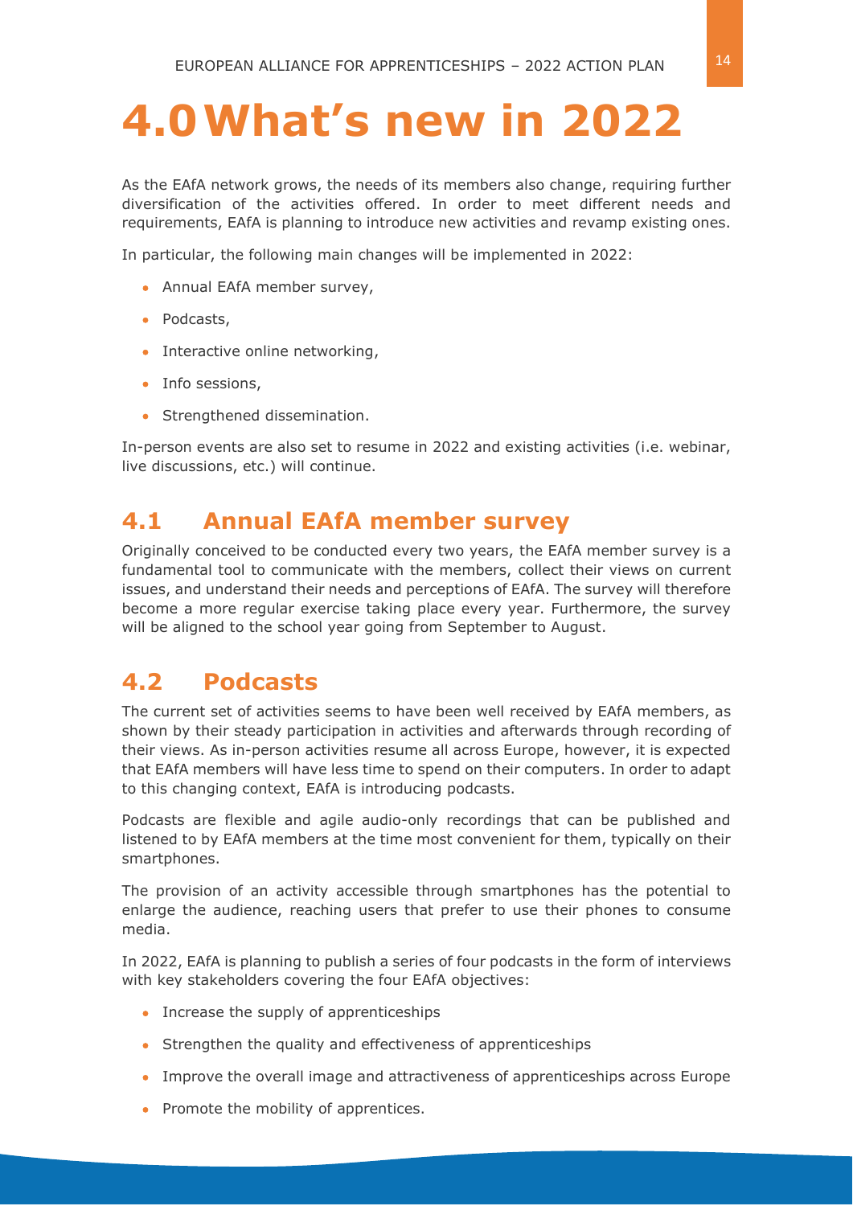# 4.0 What's new in 2022

As the EAfA network grows, the needs of its members also change, requiring further diversification of the activities offered. In order to meet different needs and requirements, EAfA is planning to introduce new activities and revamp existing ones.

In particular, the following main changes will be implemented in 2022:

- Annual EAfA member survey,
- Podcasts,
- Interactive online networking,
- Info sessions,
- Strengthened dissemination.

In-person events are also set to resume in 2022 and existing activities (i.e. webinar, live discussions, etc.) will continue.

## 4.1 Annual EAfA member survey

Originally conceived to be conducted every two years, the EAfA member survey is a fundamental tool to communicate with the members, collect their views on current issues, and understand their needs and perceptions of EAfA. The survey will therefore become a more regular exercise taking place every year. Furthermore, the survey will be aligned to the school year going from September to August.

## 4.2 Podcasts

The current set of activities seems to have been well received by EAfA members, as shown by their steady participation in activities and afterwards through recording of their views. As in-person activities resume all across Europe, however, it is expected that EAfA members will have less time to spend on their computers. In order to adapt to this changing context, EAfA is introducing podcasts.

Podcasts are flexible and agile audio-only recordings that can be published and listened to by EAfA members at the time most convenient for them, typically on their smartphones.

The provision of an activity accessible through smartphones has the potential to enlarge the audience, reaching users that prefer to use their phones to consume media.

In 2022, EAfA is planning to publish a series of four podcasts in the form of interviews with key stakeholders covering the four EAfA objectives:

- Increase the supply of apprenticeships
- Strengthen the quality and effectiveness of apprenticeships
- Improve the overall image and attractiveness of apprenticeships across Europe
- Promote the mobility of apprentices.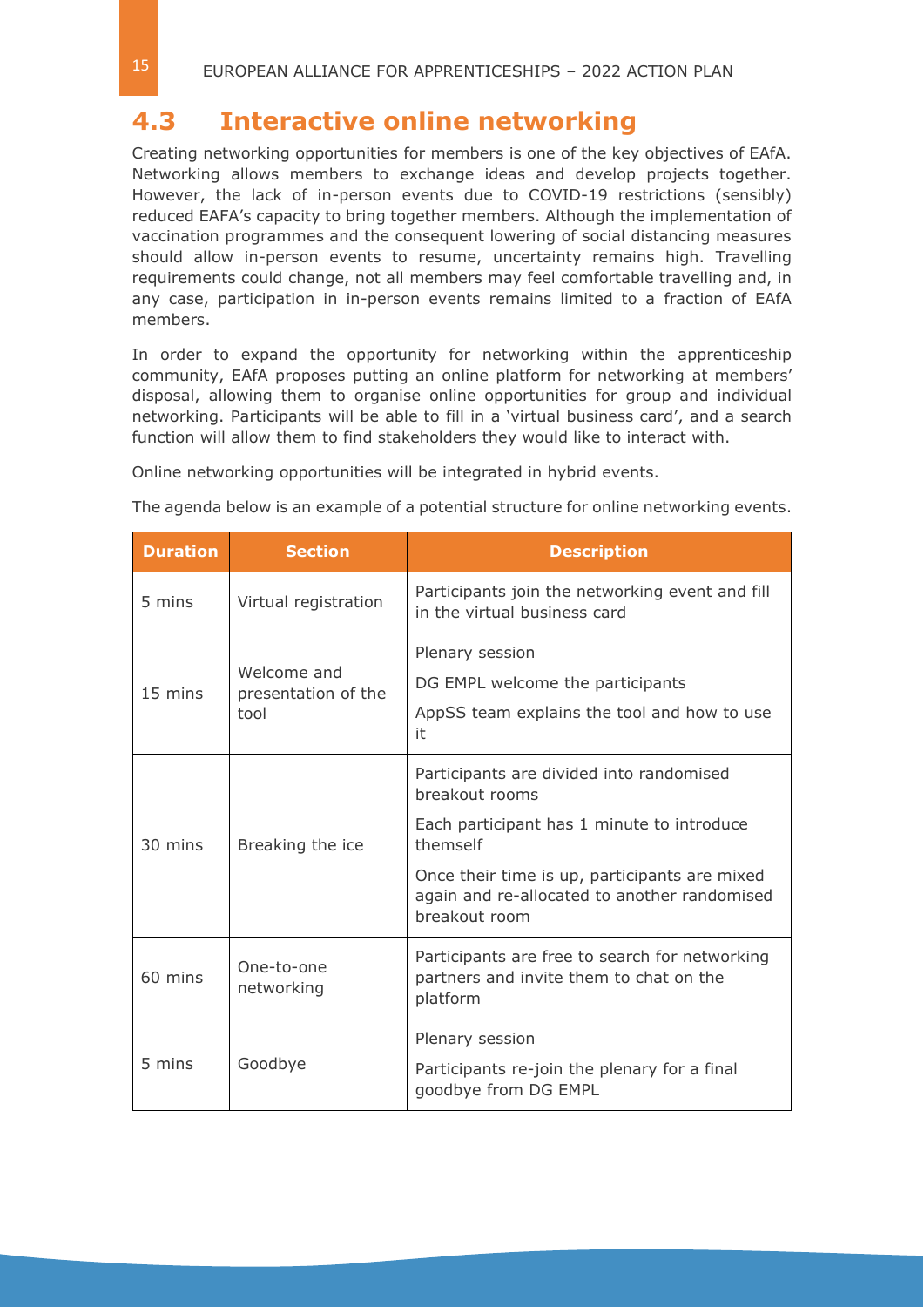## 4.3 Interactive online networking

Creating networking opportunities for members is one of the key objectives of EAfA. Networking allows members to exchange ideas and develop projects together. However, the lack of in-person events due to COVID-19 restrictions (sensibly) reduced EAFA's capacity to bring together members. Although the implementation of vaccination programmes and the consequent lowering of social distancing measures should allow in-person events to resume, uncertainty remains high. Travelling requirements could change, not all members may feel comfortable travelling and, in any case, participation in in-person events remains limited to a fraction of EAfA members.

In order to expand the opportunity for networking within the apprenticeship community, EAfA proposes putting an online platform for networking at members' disposal, allowing them to organise online opportunities for group and individual networking. Participants will be able to fill in a 'virtual business card', and a search function will allow them to find stakeholders they would like to interact with.

Online networking opportunities will be integrated in hybrid events.

The agenda below is an example of a potential structure for online networking events.

| Duration | Section | Description |
|---|---|---|
| 5 mins | Virtual registration | Participants join the networking event and fill in the virtual business card |
| 15 mins | Welcome and presentation of the tool | Plenary session<br>DG EMPL welcome the participants<br>AppSS team explains the tool and how to use it |
| 30 mins | Breaking the ice | Participants are divided into randomised breakout rooms<br>Each participant has 1 minute to introduce themself<br>Once their time is up, participants are mixed again and re-allocated to another randomised breakout room |
| 60 mins | One-to-one networking | Participants are free to search for networking partners and invite them to chat on the platform |
| 5 mins | Goodbye | Plenary session<br>Participants re-join the plenary for a final goodbye from DG EMPL |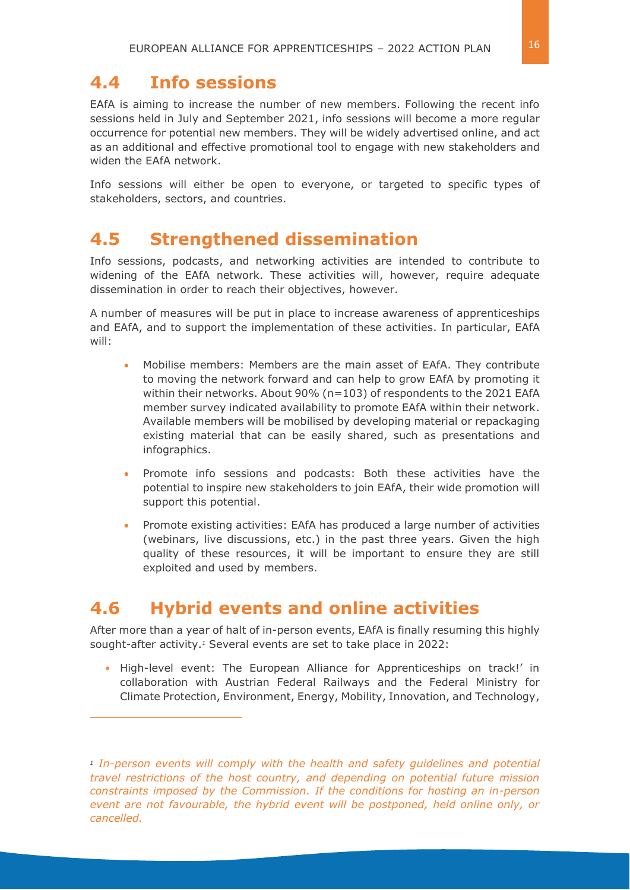## 4.4 Info sessions

EAfA is aiming to increase the number of new members. Following the recent info sessions held in July and September 2021, info sessions will become a more regular occurrence for potential new members. They will be widely advertised online, and act as an additional and effective promotional tool to engage with new stakeholders and widen the EAfA network.

Info sessions will either be open to everyone, or targeted to specific types of stakeholders, sectors, and countries.

## 4.5 Strengthened dissemination

Info sessions, podcasts, and networking activities are intended to contribute to widening of the EAfA network. These activities will, however, require adequate dissemination in order to reach their objectives, however.

A number of measures will be put in place to increase awareness of apprenticeships and EAfA, and to support the implementation of these activities. In particular, EAfA will:

- Mobilise members: Members are the main asset of EAfA. They contribute to moving the network forward and can help to grow EAfA by promoting it within their networks. About 90% (n=103) of respondents to the 2021 EAfA member survey indicated availability to promote EAfA within their network. Available members will be mobilised by developing material or repackaging existing material that can be easily shared, such as presentations and infographics.
- Promote info sessions and podcasts: Both these activities have the potential to inspire new stakeholders to join EAfA, their wide promotion will support this potential.
- Promote existing activities: EAfA has produced a large number of activities (webinars, live discussions, etc.) in the past three years. Given the high quality of these resources, it will be important to ensure they are still exploited and used by members.

## 4.6 Hybrid events and online activities

After more than a year of halt of in-person events, EAfA is finally resuming this highly sought-after activity.[1] Several events are set to take place in 2022:

- High-level event: The European Alliance for Apprenticeships on track!' in collaboration with Austrian Federal Railways and the Federal Ministry for Climate Protection, Environment, Energy, Mobility, Innovation, and Technology,

---

*[1] In-person events will comply with the health and safety guidelines and potential travel restrictions of the host country, and depending on potential future mission constraints imposed by the Commission. If the conditions for hosting an in-person event are not favourable, the hybrid event will be postponed, held online only, or cancelled.*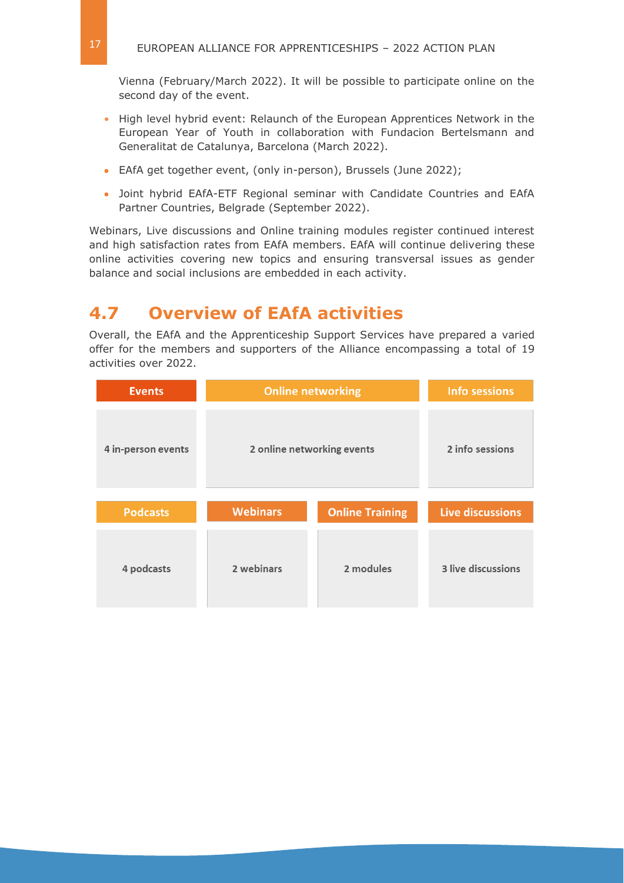Vienna (February/March 2022). It will be possible to participate online on the second day of the event.

- High level hybrid event: Relaunch of the European Apprentices Network in the European Year of Youth in collaboration with Fundacion Bertelsmann and Generalitat de Catalunya, Barcelona (March 2022).
- EAfA get together event, (only in-person), Brussels (June 2022);
- Joint hybrid EAfA-ETF Regional seminar with Candidate Countries and EAfA Partner Countries, Belgrade (September 2022).

Webinars, Live discussions and Online training modules register continued interest and high satisfaction rates from EAfA members. EAfA will continue delivering these online activities covering new topics and ensuring transversal issues as gender balance and social inclusions are embedded in each activity.

## 4.7 Overview of EAfA activities

Overall, the EAfA and the Apprenticeship Support Services have prepared a varied offer for the members and supporters of the Alliance encompassing a total of 19 activities over 2022.

| Events | Online networking | Info sessions |
|---|---|---|
| 4 in-person events | 2 online networking events | 2 info sessions |

| Podcasts | Webinars | Online Training | Live discussions |
|---|---|---|---|
| 4 podcasts | 2 webinars | 2 modules | 3 live discussions |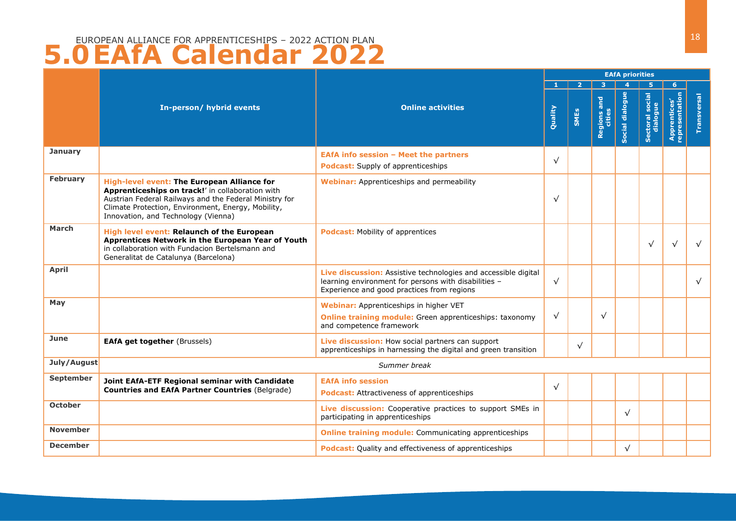# 5.0 EAfA Calendar 2022

| | In-person/ hybrid events | Online activities | EAfA priorities | | | | | | |
|---|---|---|---|---|---|---|---|---|---|
| | | | 1 | 2 | 3 | 4 | 5 | 6 | |
| | | | Quality | SMEs | Regions and cities | Social dialogue | Sectoral social dialogue | Apprentices' representation | Transversal |
| **January** | | **EAfA info session – Meet the partners**<br>**Podcast:** Supply of apprenticeships | √ | | | | | | |
| **February** | **High-level event: The European Alliance for Apprenticeships on track!**' in collaboration with Austrian Federal Railways and the Federal Ministry for Climate Protection, Environment, Energy, Mobility, Innovation, and Technology (Vienna) | **Webinar:** Apprenticeships and permeability | √ | | | | | | |
| **March** | **High level event: Relaunch of the European Apprentices Network in the European Year of Youth** in collaboration with Fundacion Bertelsmann and Generalitat de Catalunya (Barcelona) | **Podcast:** Mobility of apprentices | | | | | √ | √ | √ |
| **April** | | **Live discussion:** Assistive technologies and accessible digital learning environment for persons with disabilities – Experience and good practices from regions | √ | | | | | | √ |
| **May** | | **Webinar:** Apprenticeships in higher VET<br>**Online training module:** Green apprenticeships: taxonomy and competence framework | √ | | √ | | | | |
| **June** | **EAfA get together** (Brussels) | **Live discussion:** How social partners can support apprenticeships in harnessing the digital and green transition | | √ | | | | | |
| **July/August** | *Summer break* | | | | | | | | |
| **September** | **Joint EAfA-ETF Regional seminar with Candidate Countries and EAfA Partner Countries** (Belgrade) | **EAfA info session**<br>**Podcast:** Attractiveness of apprenticeships | √ | | | | | | |
| **October** | | **Live discussion:** Cooperative practices to support SMEs in participating in apprenticeships | | | | √ | | | |
| **November** | | **Online training module:** Communicating apprenticeships | | | | | | | |
| **December** | | **Podcast:** Quality and effectiveness of apprenticeships | | | | √ | | | |